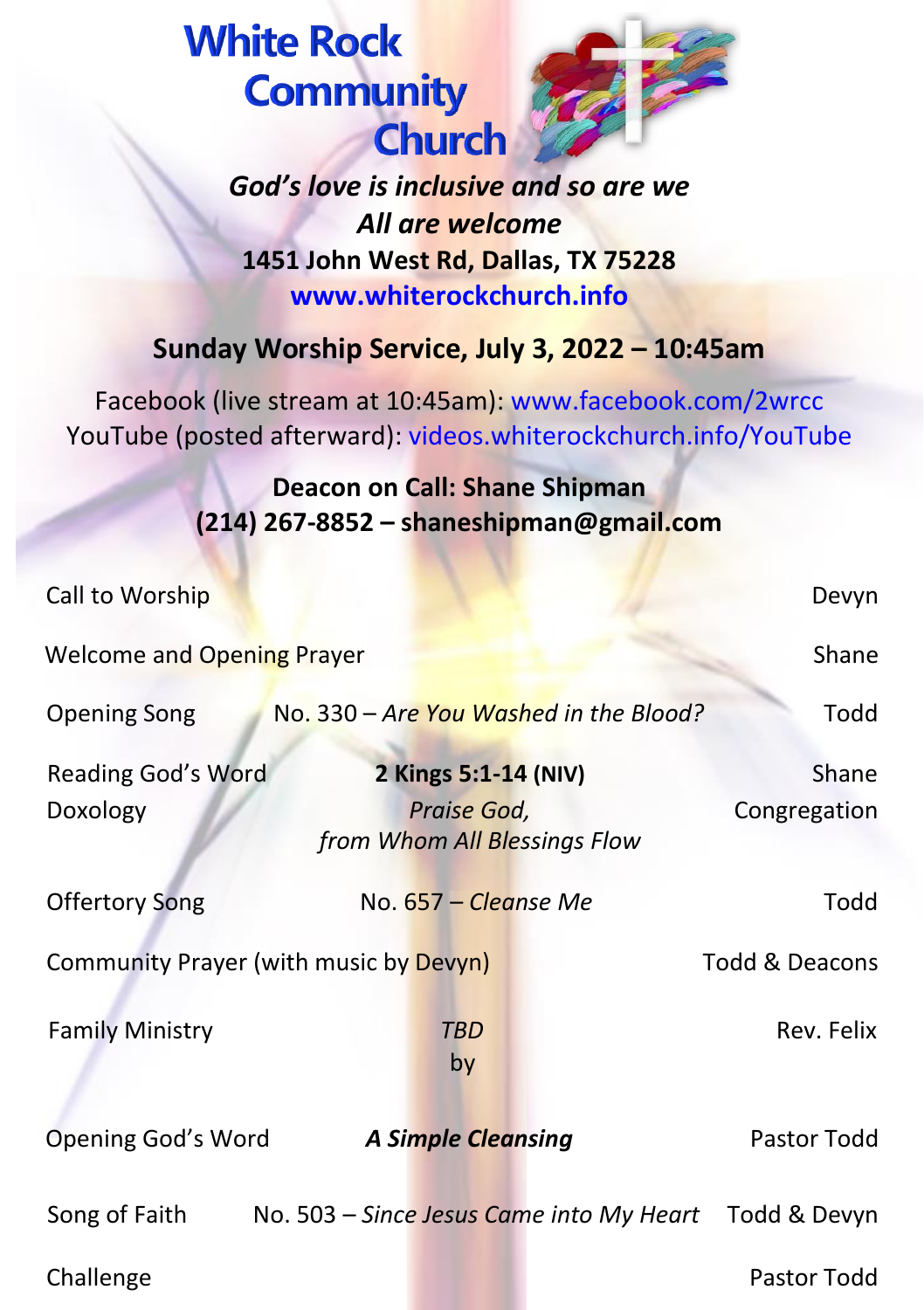# White Rock Community Church

***God's love is inclusive and so are we***

***All are welcome***

**1451 John West Rd, Dallas, TX 75228**

**www.whiterockchurch.info**

## Sunday Worship Service, July 3, 2022 – 10:45am

Facebook (live stream at 10:45am): www.facebook.com/2wrcc
YouTube (posted afterward): videos.whiterockchurch.info/YouTube

**Deacon on Call: Shane Shipman**
**(214) 267-8852 – shaneshipman@gmail.com**

| | | |
|---|---|---|
| Call to Worship | | Devyn |
| Welcome and Opening Prayer | | Shane |
| Opening Song | No. 330 – *Are You Washed in the Blood?* | Todd |
| Reading God's Word | **2 Kings 5:1-14 (NIV)** | Shane |
| Doxology | *Praise God, from Whom All Blessings Flow* | Congregation |
| Offertory Song | No. 657 – *Cleanse Me* | Todd |
| Community Prayer (with music by Devyn) | | Todd & Deacons |
| Family Ministry | *TBD* by | Rev. Felix |
| Opening God's Word | ***A Simple Cleansing*** | Pastor Todd |
| Song of Faith | No. 503 – *Since Jesus Came into My Heart* | Todd & Devyn |
| Challenge | | Pastor Todd |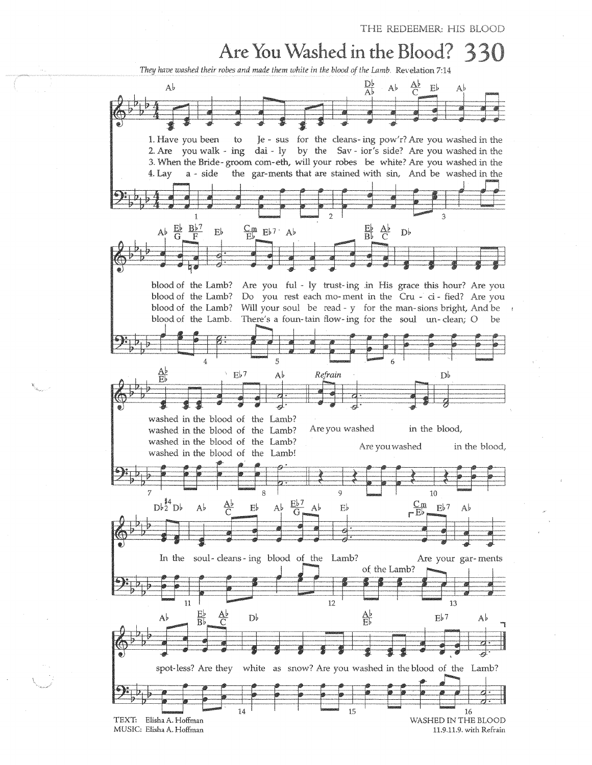# Are You Washed in the Blood? 330

*They have washed their robes and made them white in the blood of the Lamb.* Revelation 7:14

1. Have you been to Jesus for the cleansing pow'r? Are you washed in the blood of the Lamb? Are you fully trusting in His grace this hour? Are you washed in the blood of the Lamb?

2. Are you walking daily by the Savior's side? Are you washed in the blood of the Lamb? Do you rest each moment in the Crucified? Are you washed in the blood of the Lamb?

3. When the Bridegroom cometh, will your robes be white? Are you washed in the blood of the Lamb? Will your soul be ready for the mansions bright, And be washed in the blood of the Lamb?

4. Lay aside the garments that are stained with sin, And be washed in the blood of the Lamb. There's a fountain flowing for the soul unclean; O be washed in the blood of the Lamb!

*Refrain*

Are you washed in the blood, In the soul-cleansing blood of the Lamb? Are your garments spotless? Are they white as snow? Are you washed in the blood of the Lamb?

TEXT: Elisha A. Hoffman
MUSIC: Elisha A. Hoffman

WASHED IN THE BLOOD
11.9.11.9. with Refrain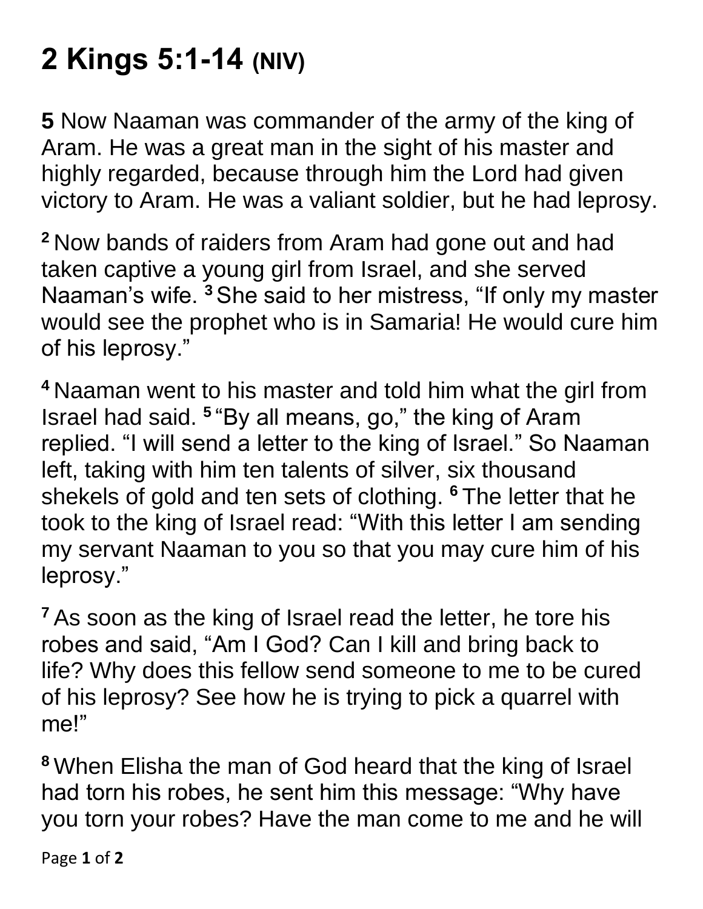# 2 Kings 5:1-14 (NIV)

**5** Now Naaman was commander of the army of the king of Aram. He was a great man in the sight of his master and highly regarded, because through him the Lord had given victory to Aram. He was a valiant soldier, but he had leprosy.

**2** Now bands of raiders from Aram had gone out and had taken captive a young girl from Israel, and she served Naaman's wife. **3** She said to her mistress, "If only my master would see the prophet who is in Samaria! He would cure him of his leprosy."

**4** Naaman went to his master and told him what the girl from Israel had said. **5** "By all means, go," the king of Aram replied. "I will send a letter to the king of Israel." So Naaman left, taking with him ten talents of silver, six thousand shekels of gold and ten sets of clothing. **6** The letter that he took to the king of Israel read: "With this letter I am sending my servant Naaman to you so that you may cure him of his leprosy."

**7** As soon as the king of Israel read the letter, he tore his robes and said, "Am I God? Can I kill and bring back to life? Why does this fellow send someone to me to be cured of his leprosy? See how he is trying to pick a quarrel with me!"

**8** When Elisha the man of God heard that the king of Israel had torn his robes, he sent him this message: "Why have you torn your robes? Have the man come to me and he will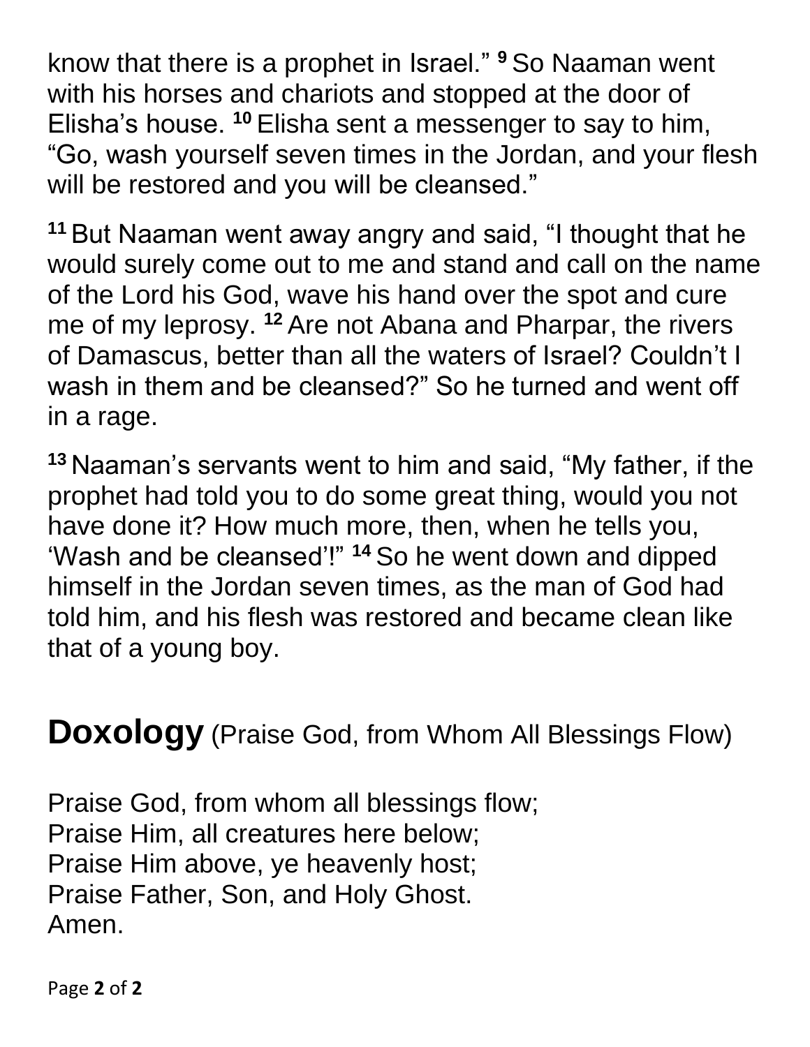know that there is a prophet in Israel." [9] So Naaman went with his horses and chariots and stopped at the door of Elisha's house. [10] Elisha sent a messenger to say to him, "Go, wash yourself seven times in the Jordan, and your flesh will be restored and you will be cleansed."

[11] But Naaman went away angry and said, "I thought that he would surely come out to me and stand and call on the name of the Lord his God, wave his hand over the spot and cure me of my leprosy. [12] Are not Abana and Pharpar, the rivers of Damascus, better than all the waters of Israel? Couldn't I wash in them and be cleansed?" So he turned and went off in a rage.

[13] Naaman's servants went to him and said, "My father, if the prophet had told you to do some great thing, would you not have done it? How much more, then, when he tells you, 'Wash and be cleansed'!" [14] So he went down and dipped himself in the Jordan seven times, as the man of God had told him, and his flesh was restored and became clean like that of a young boy.

## **Doxology** (Praise God, from Whom All Blessings Flow)

Praise God, from whom all blessings flow;
Praise Him, all creatures here below;
Praise Him above, ye heavenly host;
Praise Father, Son, and Holy Ghost.
Amen.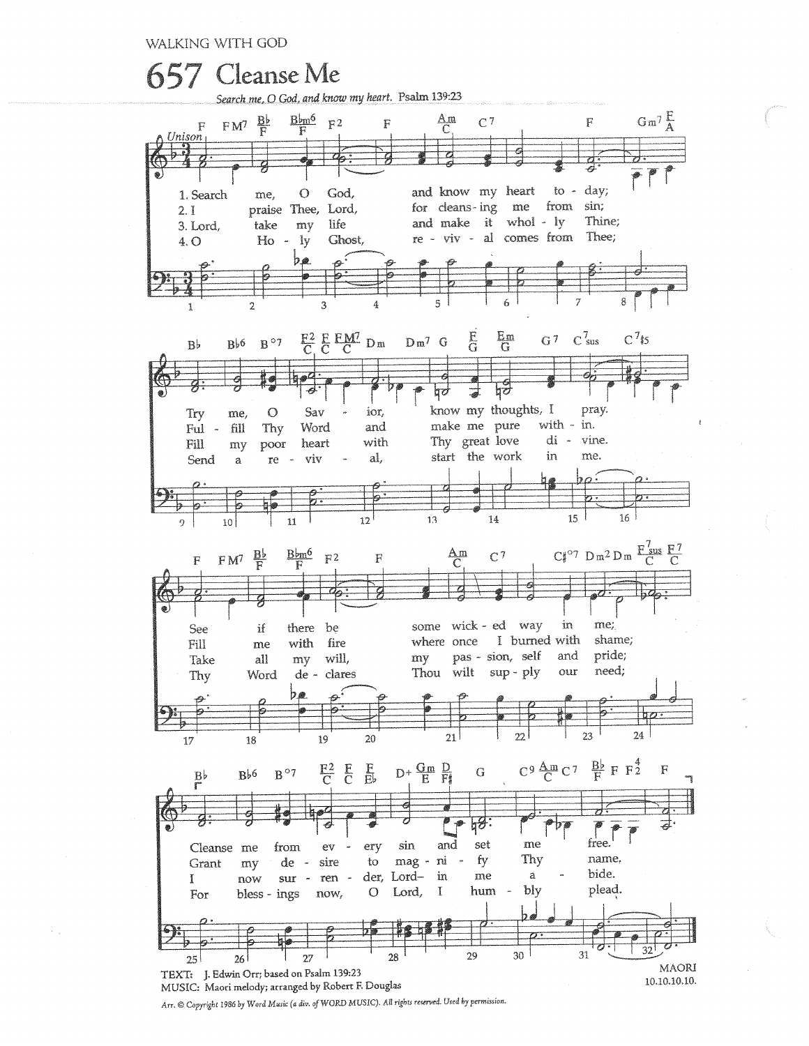WALKING WITH GOD

# 657 Cleanse Me

*Search me, O God, and know my heart.* Psalm 139:23

Unison

1. Search me, O God, and know my heart to-day;
Try me, O Savior, know my thoughts, I pray.
See if there be some wicked way in me;
Cleanse me from every sin and set me free.

2. I praise Thee, Lord, for cleansing me from sin;
Fulfill Thy Word and make me pure within.
Fill me with fire where once I burned with shame;
Grant my desire to magnify Thy name.

3. Lord, take my life and make it wholly Thine;
Fill my poor heart with Thy great love divine.
Take all my will, my passion, self and pride;
I now surrender, Lord—in me abide.

4. O Holy Ghost, revival comes from Thee;
Send a revival, start the work in me.
Thy Word declares Thou wilt supply our need;
For blessings now, O Lord, I humbly plead.

TEXT: J. Edwin Orr; based on Psalm 139:23
MUSIC: Maori melody; arranged by Robert F. Douglas

MAORI
10.10.10.10.

*Arr. © Copyright 1986 by Word Music (a div. of WORD MUSIC). All rights reserved. Used by permission.*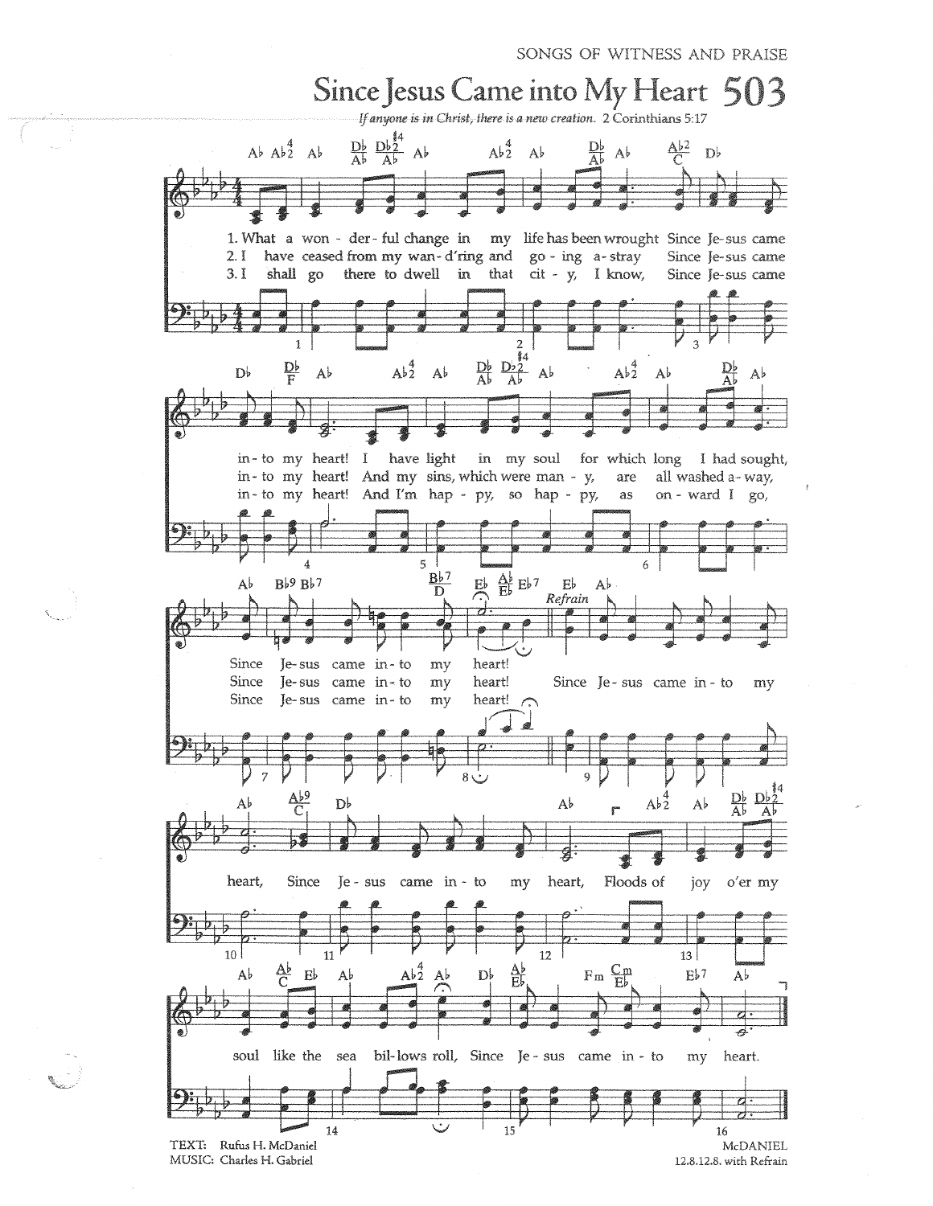SONGS OF WITNESS AND PRAISE

# Since Jesus Came into My Heart 503

*If anyone is in Christ, there is a new creation.* 2 Corinthians 5:17

1. What a wonderful change in my life has been wrought Since Jesus came into my heart! I have light in my soul for which long I had sought, Since Jesus came into my heart!
2. I have ceased from my wand'ring and going astray Since Jesus came into my heart! And my sins, which were many, are all washed away, Since Jesus came into my heart!
3. I shall go there to dwell in that city, I know, Since Jesus came into my heart! And I'm happy, so happy, as onward I go, Since Jesus came into my heart!

*Refrain*

Since Jesus came into my heart, Since Jesus came into my heart, Floods of joy o'er my soul like the sea billows roll, Since Jesus came into my heart.

TEXT: Rufus H. McDaniel
MUSIC: Charles H. Gabriel

McDANIEL
12.8.12.8. with Refrain